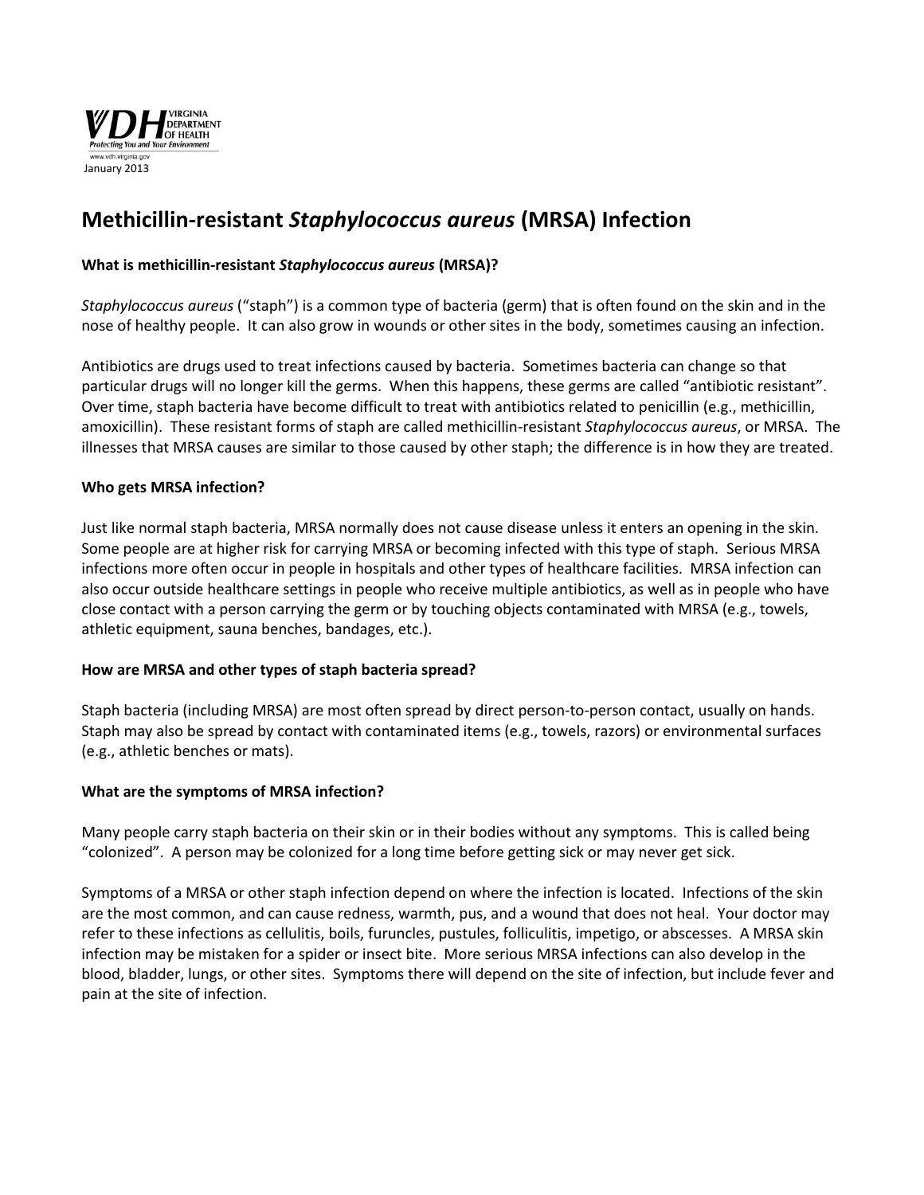VIRGINIA DEPARTMENT OF HEALTH
*Protecting You and Your Environment*
www.vdh.virginia.gov
January 2013

# Methicillin-resistant *Staphylococcus aureus* (MRSA) Infection

### What is methicillin-resistant *Staphylococcus aureus* (MRSA)?

*Staphylococcus aureus* ("staph") is a common type of bacteria (germ) that is often found on the skin and in the nose of healthy people. It can also grow in wounds or other sites in the body, sometimes causing an infection.

Antibiotics are drugs used to treat infections caused by bacteria. Sometimes bacteria can change so that particular drugs will no longer kill the germs. When this happens, these germs are called "antibiotic resistant". Over time, staph bacteria have become difficult to treat with antibiotics related to penicillin (e.g., methicillin, amoxicillin). These resistant forms of staph are called methicillin-resistant *Staphylococcus aureus*, or MRSA. The illnesses that MRSA causes are similar to those caused by other staph; the difference is in how they are treated.

### Who gets MRSA infection?

Just like normal staph bacteria, MRSA normally does not cause disease unless it enters an opening in the skin. Some people are at higher risk for carrying MRSA or becoming infected with this type of staph. Serious MRSA infections more often occur in people in hospitals and other types of healthcare facilities. MRSA infection can also occur outside healthcare settings in people who receive multiple antibiotics, as well as in people who have close contact with a person carrying the germ or by touching objects contaminated with MRSA (e.g., towels, athletic equipment, sauna benches, bandages, etc.).

### How are MRSA and other types of staph bacteria spread?

Staph bacteria (including MRSA) are most often spread by direct person-to-person contact, usually on hands. Staph may also be spread by contact with contaminated items (e.g., towels, razors) or environmental surfaces (e.g., athletic benches or mats).

### What are the symptoms of MRSA infection?

Many people carry staph bacteria on their skin or in their bodies without any symptoms. This is called being "colonized". A person may be colonized for a long time before getting sick or may never get sick.

Symptoms of a MRSA or other staph infection depend on where the infection is located. Infections of the skin are the most common, and can cause redness, warmth, pus, and a wound that does not heal. Your doctor may refer to these infections as cellulitis, boils, furuncles, pustules, folliculitis, impetigo, or abscesses. A MRSA skin infection may be mistaken for a spider or insect bite. More serious MRSA infections can also develop in the blood, bladder, lungs, or other sites. Symptoms there will depend on the site of infection, but include fever and pain at the site of infection.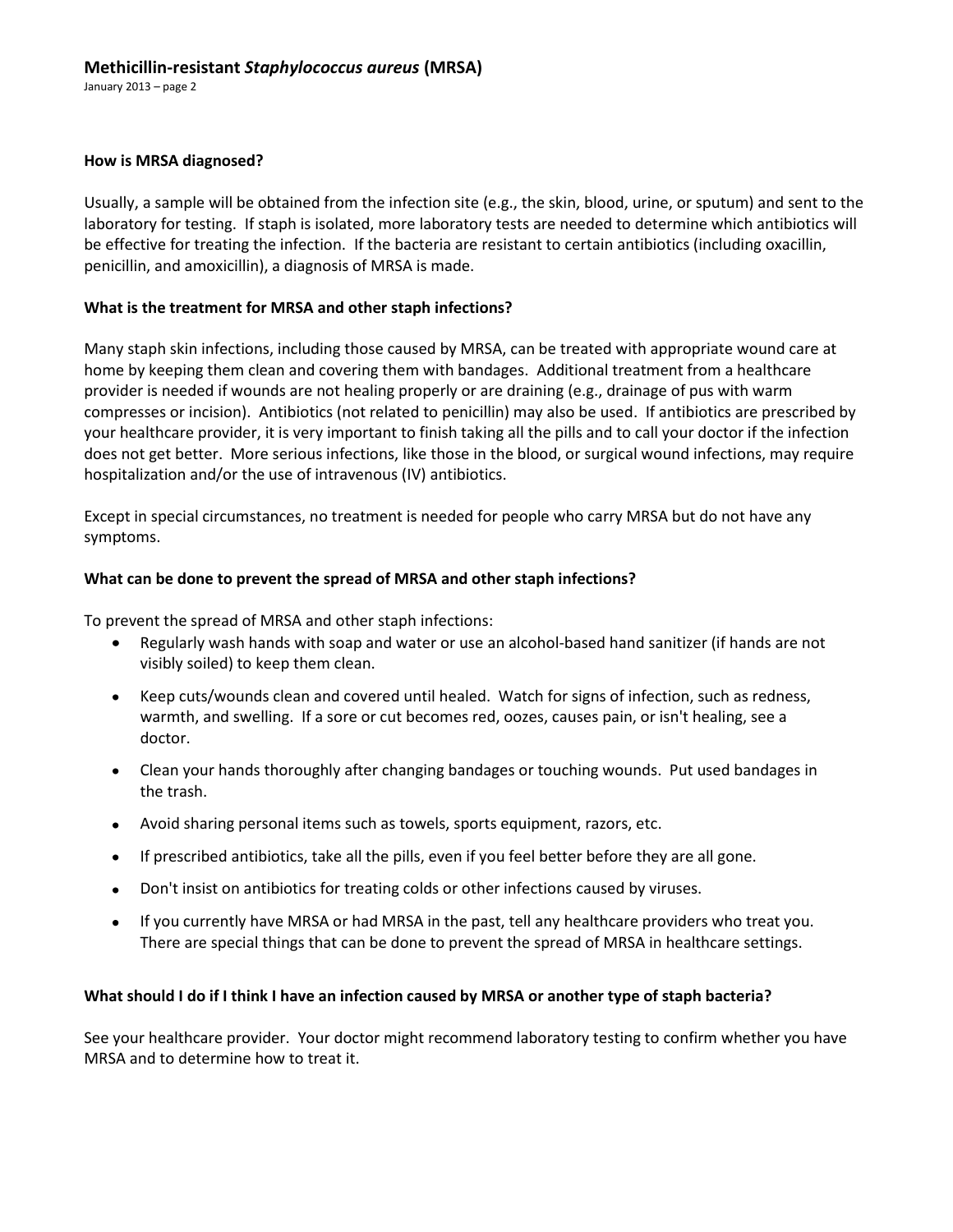### How is MRSA diagnosed?

Usually, a sample will be obtained from the infection site (e.g., the skin, blood, urine, or sputum) and sent to the laboratory for testing. If staph is isolated, more laboratory tests are needed to determine which antibiotics will be effective for treating the infection. If the bacteria are resistant to certain antibiotics (including oxacillin, penicillin, and amoxicillin), a diagnosis of MRSA is made.

### What is the treatment for MRSA and other staph infections?

Many staph skin infections, including those caused by MRSA, can be treated with appropriate wound care at home by keeping them clean and covering them with bandages. Additional treatment from a healthcare provider is needed if wounds are not healing properly or are draining (e.g., drainage of pus with warm compresses or incision). Antibiotics (not related to penicillin) may also be used. If antibiotics are prescribed by your healthcare provider, it is very important to finish taking all the pills and to call your doctor if the infection does not get better. More serious infections, like those in the blood, or surgical wound infections, may require hospitalization and/or the use of intravenous (IV) antibiotics.

Except in special circumstances, no treatment is needed for people who carry MRSA but do not have any symptoms.

### What can be done to prevent the spread of MRSA and other staph infections?

To prevent the spread of MRSA and other staph infections:

- Regularly wash hands with soap and water or use an alcohol-based hand sanitizer (if hands are not visibly soiled) to keep them clean.
- Keep cuts/wounds clean and covered until healed. Watch for signs of infection, such as redness, warmth, and swelling. If a sore or cut becomes red, oozes, causes pain, or isn't healing, see a doctor.
- Clean your hands thoroughly after changing bandages or touching wounds. Put used bandages in the trash.
- Avoid sharing personal items such as towels, sports equipment, razors, etc.
- If prescribed antibiotics, take all the pills, even if you feel better before they are all gone.
- Don't insist on antibiotics for treating colds or other infections caused by viruses.
- If you currently have MRSA or had MRSA in the past, tell any healthcare providers who treat you. There are special things that can be done to prevent the spread of MRSA in healthcare settings.

### What should I do if I think I have an infection caused by MRSA or another type of staph bacteria?

See your healthcare provider. Your doctor might recommend laboratory testing to confirm whether you have MRSA and to determine how to treat it.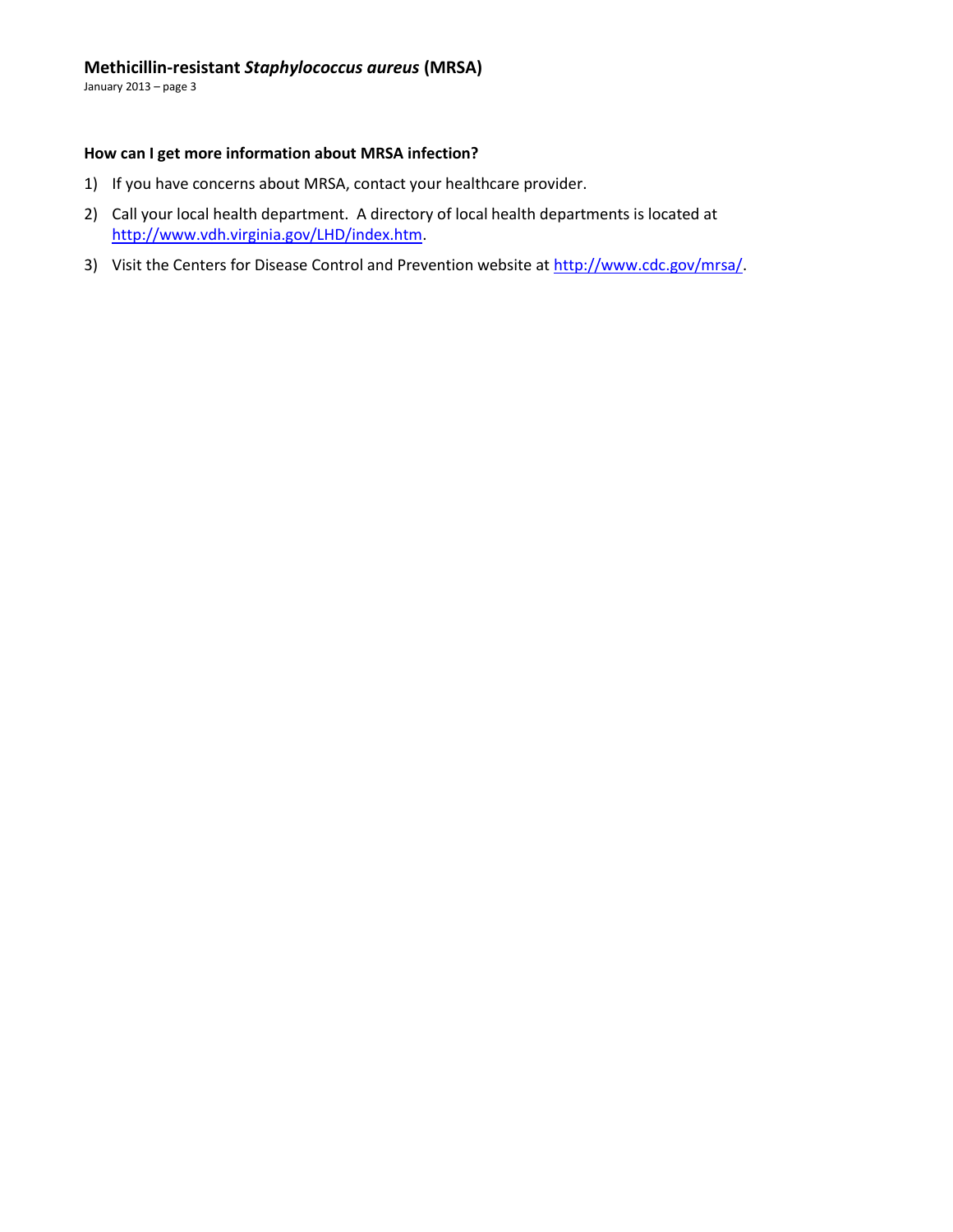**How can I get more information about MRSA infection?**

1) If you have concerns about MRSA, contact your healthcare provider.
2) Call your local health department. A directory of local health departments is located at http://www.vdh.virginia.gov/LHD/index.htm.
3) Visit the Centers for Disease Control and Prevention website at http://www.cdc.gov/mrsa/.